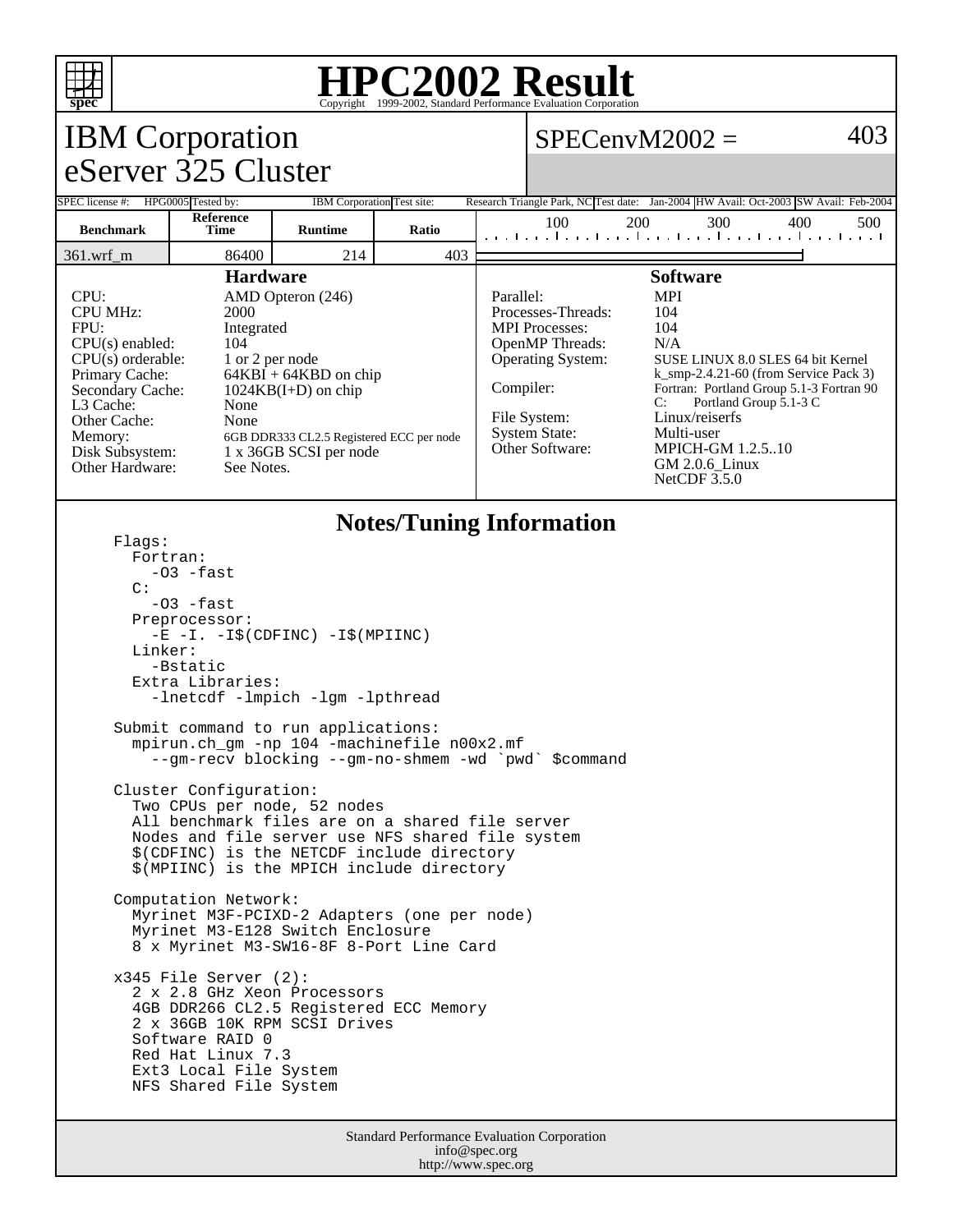# HPC2002 Result

Copyright 1999-2002, Standard Performance Evaluation Corporation

## IBM Corporation
## eServer 325 Cluster

**SPECenvM2002 = 403**

| SPEC license #: | HPG0005 | Tested by: | IBM Corporation | Test site: | Research Triangle Park, NC | Test date: | Jan-2004 | HW Avail: | Oct-2003 | SW Avail: | Feb-2004 |
|---|---|---|---|---|---|---|---|---|---|---|---|

| Benchmark | Reference Time | Runtime | Ratio |
|---|---|---|---|
| 361.wrf_m | 86400 | 214 | 403 |

### Hardware

| | |
|---|---|
| CPU: | AMD Opteron (246) |
| CPU MHz: | 2000 |
| FPU: | Integrated |
| CPU(s) enabled: | 104 |
| CPU(s) orderable: | 1 or 2 per node |
| Primary Cache: | 64KBI + 64KBD on chip |
| Secondary Cache: | 1024KB(I+D) on chip |
| L3 Cache: | None |
| Other Cache: | None |
| Memory: | 6GB DDR333 CL2.5 Registered ECC per node |
| Disk Subsystem: | 1 x 36GB SCSI per node |
| Other Hardware: | See Notes. |

### Software

| | |
|---|---|
| Parallel: | MPI |
| Processes-Threads: | 104 |
| MPI Processes: | 104 |
| OpenMP Threads: | N/A |
| Operating System: | SUSE LINUX 8.0 SLES 64 bit Kernel k_smp-2.4.21-60 (from Service Pack 3) |
| Compiler: | Fortran: Portland Group 5.1-3 Fortran 90<br>C: Portland Group 5.1-3 C |
| File System: | Linux/reiserfs |
| System State: | Multi-user |
| Other Software: | MPICH-GM 1.2.5..10<br>GM 2.0.6_Linux<br>NetCDF 3.5.0 |

### Notes/Tuning Information

```
Flags:
  Fortran:
    -O3 -fast
  C:
    -O3 -fast
  Preprocessor:
    -E -I. -I$(CDFINC) -I$(MPIINC)
  Linker:
    -Bstatic
  Extra Libraries:
    -lnetcdf -lmpich -lgm -lpthread

Submit command to run applications:
  mpirun.ch_gm -np 104 -machinefile n00x2.mf
    --gm-recv blocking --gm-no-shmem -wd `pwd` $command

Cluster Configuration:
  Two CPUs per node, 52 nodes
  All benchmark files are on a shared file server
  Nodes and file server use NFS shared file system
  $(CDFINC) is the NETCDF include directory
  $(MPIINC) is the MPICH include directory

Computation Network:
  Myrinet M3F-PCIXD-2 Adapters (one per node)
  Myrinet M3-E128 Switch Enclosure
  8 x Myrinet M3-SW16-8F 8-Port Line Card

x345 File Server (2):
  2 x 2.8 GHz Xeon Processors
  4GB DDR266 CL2.5 Registered ECC Memory
  2 x 36GB 10K RPM SCSI Drives
  Software RAID 0
  Red Hat Linux 7.3
  Ext3 Local File System
  NFS Shared File System
```

Standard Performance Evaluation Corporation
info@spec.org
http://www.spec.org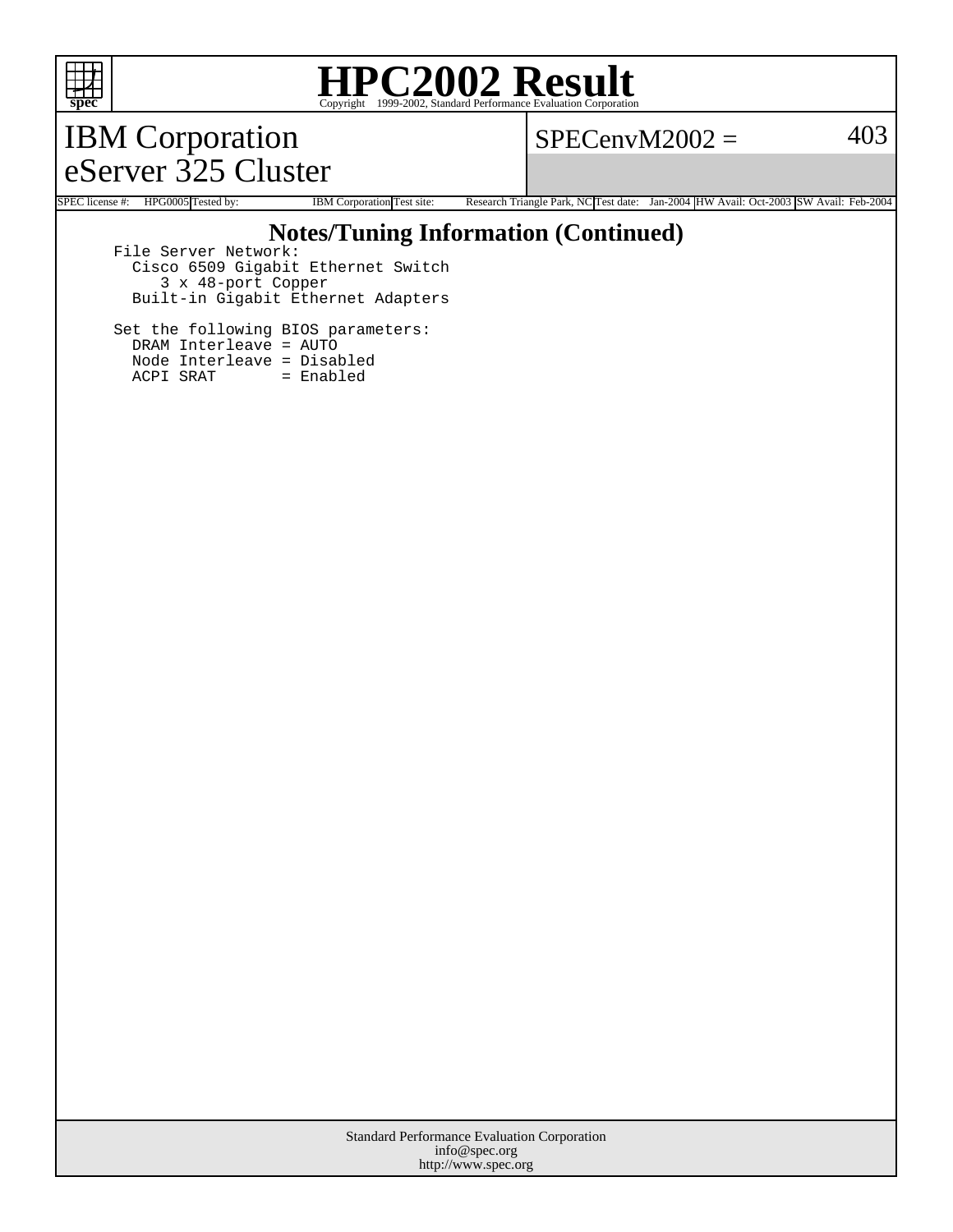# HPC2002 Result

Copyright 1999-2002, Standard Performance Evaluation Corporation

## IBM Corporation
## eServer 325 Cluster

SPECenvM2002 = 403

| SPEC license #: | HPG0005 | Tested by: | IBM Corporation | Test site: | Research Triangle Park, NC | Test date: | Jan-2004 | HW Avail: | Oct-2003 | SW Avail: | Feb-2004 |
|---|---|---|---|---|---|---|---|---|---|---|---|

### Notes/Tuning Information (Continued)

```
File Server Network:
  Cisco 6509 Gigabit Ethernet Switch
     3 x 48-port Copper
  Built-in Gigabit Ethernet Adapters

Set the following BIOS parameters:
  DRAM Interleave = AUTO
  Node Interleave = Disabled
  ACPI SRAT       = Enabled
```

Standard Performance Evaluation Corporation
info@spec.org
http://www.spec.org